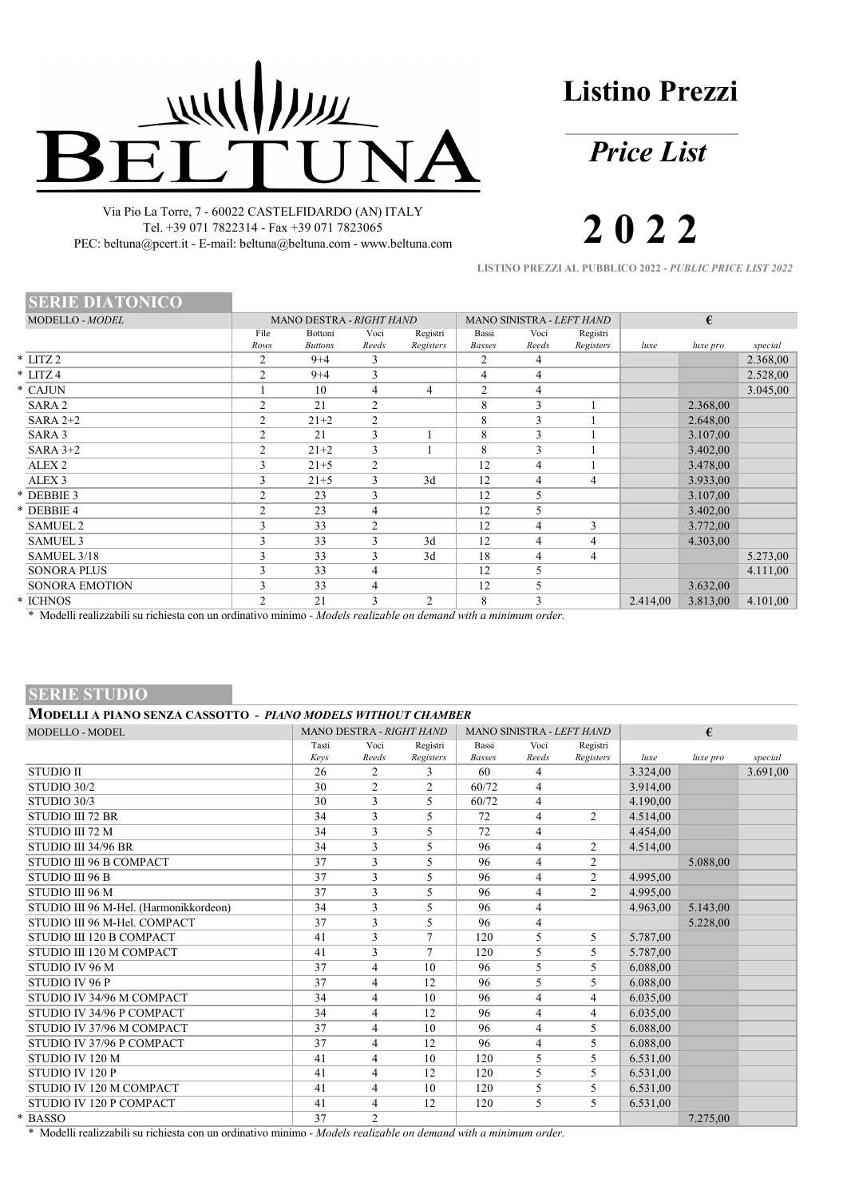# BELTUNA

Via Pio La Torre, 7 - 60022 CASTELFIDARDO (AN) ITALY
Tel. +39 071 7822314 - Fax +39 071 7823065
PEC: beltuna@pcert.it - E-mail: beltuna@beltuna.com - www.beltuna.com

# Listino Prezzi

## *Price List*

# 2 0 2 2

**LISTINO PREZZI AL PUBBLICO 2022 - *PUBLIC PRICE LIST 2022***

## SERIE DIATONICO

| MODELLO - *MODEL* | MANO DESTRA - *RIGHT HAND* | | | | MANO SINISTRA - *LEFT HAND* | | | € | | |
|---|---|---|---|---|---|---|---|---|---|---|
| | File *Rows* | Bottoni *Buttons* | Voci *Reeds* | Registri *Registers* | Bassi *Basses* | Voci *Reeds* | Registri *Registers* | *luxe* | *luxe pro* | *special* |
| * LITZ 2 | 2 | 9+4 | 3 | | 2 | 4 | | | | 2.368,00 |
| * LITZ 4 | 2 | 9+4 | 3 | | 4 | 4 | | | | 2.528,00 |
| * CAJUN | 1 | 10 | 4 | 4 | 2 | 4 | | | | 3.045,00 |
| SARA 2 | 2 | 21 | 2 | | 8 | 3 | 1 | | 2.368,00 | |
| SARA 2+2 | 2 | 21+2 | 2 | | 8 | 3 | 1 | | 2.648,00 | |
| SARA 3 | 2 | 21 | 3 | 1 | 8 | 3 | 1 | | 3.107,00 | |
| SARA 3+2 | 2 | 21+2 | 3 | 1 | 8 | 3 | 1 | | 3.402,00 | |
| ALEX 2 | 3 | 21+5 | 2 | | 12 | 4 | 1 | | 3.478,00 | |
| ALEX 3 | 3 | 21+5 | 3 | 3d | 12 | 4 | 4 | | 3.933,00 | |
| * DEBBIE 3 | 2 | 23 | 3 | | 12 | 5 | | | 3.107,00 | |
| * DEBBIE 4 | 2 | 23 | 4 | | 12 | 5 | | | 3.402,00 | |
| SAMUEL 2 | 3 | 33 | 2 | | 12 | 4 | 3 | | 3.772,00 | |
| SAMUEL 3 | 3 | 33 | 3 | 3d | 12 | 4 | 4 | | 4.303,00 | |
| SAMUEL 3/18 | 3 | 33 | 3 | 3d | 18 | 4 | 4 | | | 5.273,00 |
| SONORA PLUS | 3 | 33 | 4 | | 12 | 5 | | | | 4.111,00 |
| SONORA EMOTION | 3 | 33 | 4 | | 12 | 5 | | | 3.632,00 | |
| * ICHNOS | 2 | 21 | 3 | 2 | 8 | 3 | | 2.414,00 | 3.813,00 | 4.101,00 |

\* Modelli realizzabili su richiesta con un ordinativo minimo - *Models realizable on demand with a minimum order.*

## SERIE STUDIO

### MODELLI A PIANO SENZA CASSOTTO - *PIANO MODELS WITHOUT CHAMBER*

| MODELLO - MODEL | MANO DESTRA - *RIGHT HAND* | | | MANO SINISTRA - *LEFT HAND* | | | € | | |
|---|---|---|---|---|---|---|---|---|---|
| | Tasti *Keys* | Voci *Reeds* | Registri *Registers* | Bassi *Basses* | Voci *Reeds* | Registri *Registers* | *luxe* | *luxe pro* | *special* |
| STUDIO II | 26 | 2 | 3 | 60 | 4 | | 3.324,00 | | 3.691,00 |
| STUDIO 30/2 | 30 | 2 | 2 | 60/72 | 4 | | 3.914,00 | | |
| STUDIO 30/3 | 30 | 3 | 5 | 60/72 | 4 | | 4.190,00 | | |
| STUDIO III 72 BR | 34 | 3 | 5 | 72 | 4 | 2 | 4.514,00 | | |
| STUDIO III 72 M | 34 | 3 | 5 | 72 | 4 | | 4.454,00 | | |
| STUDIO III 34/96 BR | 34 | 3 | 5 | 96 | 4 | 2 | 4.514,00 | | |
| STUDIO III 96 B COMPACT | 37 | 3 | 5 | 96 | 4 | 2 | | 5.088,00 | |
| STUDIO III 96 B | 37 | 3 | 5 | 96 | 4 | 2 | 4.995,00 | | |
| STUDIO III 96 M | 37 | 3 | 5 | 96 | 4 | 2 | 4.995,00 | | |
| STUDIO III 96 M-Hel. (Harmonikkordeon) | 34 | 3 | 5 | 96 | 4 | | 4.963,00 | 5.143,00 | |
| STUDIO III 96 M-Hel. COMPACT | 37 | 3 | 5 | 96 | 4 | | | 5.228,00 | |
| STUDIO III 120 B COMPACT | 41 | 3 | 7 | 120 | 5 | 5 | 5.787,00 | | |
| STUDIO III 120 M COMPACT | 41 | 3 | 7 | 120 | 5 | 5 | 5.787,00 | | |
| STUDIO IV 96 M | 37 | 4 | 10 | 96 | 5 | 5 | 6.088,00 | | |
| STUDIO IV 96 P | 37 | 4 | 12 | 96 | 5 | 5 | 6.088,00 | | |
| STUDIO IV 34/96 M COMPACT | 34 | 4 | 10 | 96 | 4 | 4 | 6.035,00 | | |
| STUDIO IV 34/96 P COMPACT | 34 | 4 | 12 | 96 | 4 | 4 | 6.035,00 | | |
| STUDIO IV 37/96 M COMPACT | 37 | 4 | 10 | 96 | 4 | 5 | 6.088,00 | | |
| STUDIO IV 37/96 P COMPACT | 37 | 4 | 12 | 96 | 4 | 5 | 6.088,00 | | |
| STUDIO IV 120 M | 41 | 4 | 10 | 120 | 5 | 5 | 6.531,00 | | |
| STUDIO IV 120 P | 41 | 4 | 12 | 120 | 5 | 5 | 6.531,00 | | |
| STUDIO IV 120 M COMPACT | 41 | 4 | 10 | 120 | 5 | 5 | 6.531,00 | | |
| STUDIO IV 120 P COMPACT | 41 | 4 | 12 | 120 | 5 | 5 | 6.531,00 | | |
| * BASSO | 37 | 2 | | | | | | 7.275,00 | |

\* Modelli realizzabili su richiesta con un ordinativo minimo - *Models realizable on demand with a minimum order.*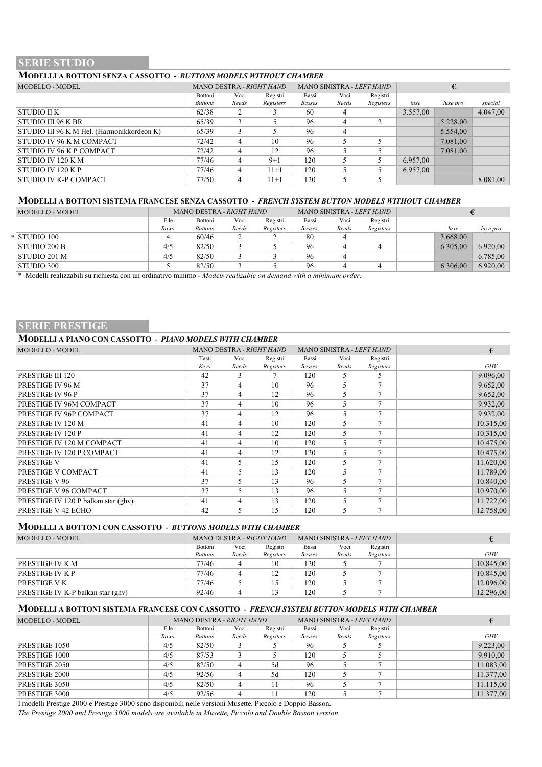## SERIE STUDIO

### MODELLI A BOTTONI SENZA CASSOTTO - *BUTTONS MODELS WITHOUT CHAMBER*

| MODELLO - MODEL | MANO DESTRA - *RIGHT HAND* | | | MANO SINISTRA - *LEFT HAND* | | | € | | |
|---|---|---|---|---|---|---|---|---|---|
| | Bottoni *Buttons* | Voci *Reeds* | Registri *Registers* | Bassi *Basses* | Voci *Reeds* | Registri *Registers* | *luxe* | *luxe pro* | *special* |
| STUDIO II K | 62/38 | 2 | 3 | 60 | 4 | | 3.557,00 | | 4.047,00 |
| STUDIO III 96 K BR | 65/39 | 3 | 5 | 96 | 4 | 2 | | 5.228,00 | |
| STUDIO III 96 K M Hel. (Harmonikkordeon K) | 65/39 | 3 | 5 | 96 | 4 | | | 5.554,00 | |
| STUDIO IV 96 K M COMPACT | 72/42 | 4 | 10 | 96 | 5 | 5 | | 7.081,00 | |
| STUDIO IV 96 K P COMPACT | 72/42 | 4 | 12 | 96 | 5 | 5 | | 7.081,00 | |
| STUDIO IV 120 K M | 77/46 | 4 | 9+1 | 120 | 5 | 5 | 6.957,00 | | |
| STUDIO IV 120 K P | 77/46 | 4 | 11+1 | 120 | 5 | 5 | 6.957,00 | | |
| STUDIO IV K-P COMPACT | 77/50 | 4 | 11+1 | 120 | 5 | 5 | | | 8.081,00 |

### MODELLI A BOTTONI SISTEMA FRANCESE SENZA CASSOTTO - *FRENCH SYSTEM BUTTON MODELS WITHOUT CHAMBER*

| MODELLO - MODEL | MANO DESTRA - *RIGHT HAND* | | | | MANO SINISTRA - *LEFT HAND* | | | € | |
|---|---|---|---|---|---|---|---|---|---|
| | File *Rows* | Bottoni *Buttons* | Voci *Reeds* | Registri *Registers* | Bassi *Basses* | Voci *Reeds* | Registri *Registers* | *luxe* | *luxe pro* |
| * STUDIO 100 | 4 | 60/46 | 2 | 2 | 80 | 4 | | 3.668,00 | |
| STUDIO 200 B | 4/5 | 82/50 | 3 | 5 | 96 | 4 | 4 | 6.305,00 | 6.920,00 |
| STUDIO 201 M | 4/5 | 82/50 | 3 | 3 | 96 | 4 | | | 6.785,00 |
| STUDIO 300 | 5 | 82/50 | 3 | 5 | 96 | 4 | 4 | 6.306,00 | 6.920,00 |

\* Modelli realizzabili su richiesta con un ordinativo minimo - *Models realizable on demand with a minimum order.*

## SERIE PRESTIGE

### MODELLI A PIANO CON CASSOTTO - *PIANO MODELS WITH CHAMBER*

| MODELLO - MODEL | MANO DESTRA - *RIGHT HAND* | | | MANO SINISTRA - *LEFT HAND* | | | € |
|---|---|---|---|---|---|---|---|
| | Tasti *Keys* | Voci *Reeds* | Registri *Registers* | Bassi *Basses* | Voci *Reeds* | Registri *Registers* | *GHV* |
| PRESTIGE III 120 | 42 | 3 | 7 | 120 | 5 | 5 | 9.096,00 |
| PRESTIGE IV 96 M | 37 | 4 | 10 | 96 | 5 | 7 | 9.652,00 |
| PRESTIGE IV 96 P | 37 | 4 | 12 | 96 | 5 | 7 | 9.652,00 |
| PRESTIGE IV 96M COMPACT | 37 | 4 | 10 | 96 | 5 | 7 | 9.932,00 |
| PRESTIGE IV 96P COMPACT | 37 | 4 | 12 | 96 | 5 | 7 | 9.932,00 |
| PRESTIGE IV 120 M | 41 | 4 | 10 | 120 | 5 | 7 | 10.315,00 |
| PRESTIGE IV 120 P | 41 | 4 | 12 | 120 | 5 | 7 | 10.315,00 |
| PRESTIGE IV 120 M COMPACT | 41 | 4 | 10 | 120 | 5 | 7 | 10.475,00 |
| PRESTIGE IV 120 P COMPACT | 41 | 4 | 12 | 120 | 5 | 7 | 10.475,00 |
| PRESTIGE V | 41 | 5 | 15 | 120 | 5 | 7 | 11.620,00 |
| PRESTIGE V COMPACT | 41 | 5 | 13 | 120 | 5 | 7 | 11.789,00 |
| PRESTIGE V 96 | 37 | 5 | 13 | 96 | 5 | 7 | 10.840,00 |
| PRESTIGE V 96 COMPACT | 37 | 5 | 13 | 96 | 5 | 7 | 10.970,00 |
| PRESTIGE IV 120 P balkan star (ghv) | 41 | 4 | 13 | 120 | 5 | 7 | 11.722,00 |
| PRESTIGE V 42 ECHO | 42 | 5 | 15 | 120 | 5 | 7 | 12.758,00 |

### MODELLI A BOTTONI CON CASSOTTO - *BUTTONS MODELS WITH CHAMBER*

| MODELLO - MODEL | MANO DESTRA - *RIGHT HAND* | | | MANO SINISTRA - *LEFT HAND* | | | € |
|---|---|---|---|---|---|---|---|
| | Bottoni *Buttons* | Voci *Reeds* | Registri *Registers* | Bassi *Basses* | Voci *Reeds* | Registri *Registers* | *GHV* |
| PRESTIGE IV K M | 77/46 | 4 | 10 | 120 | 5 | 7 | 10.845,00 |
| PRESTIGE IV K P | 77/46 | 4 | 12 | 120 | 5 | 7 | 10.845,00 |
| PRESTIGE V K | 77/46 | 5 | 15 | 120 | 5 | 7 | 12.096,00 |
| PRESTIGE IV K-P balkan star (ghv) | 92/46 | 4 | 13 | 120 | 5 | 7 | 12.296,00 |

### MODELLI A BOTTONI SISTEMA FRANCESE CON CASSOTTO - *FRENCH SYSTEM BUTTON MODELS WITH CHAMBER*

| MODELLO - MODEL | MANO DESTRA - *RIGHT HAND* | | | | MANO SINISTRA - *LEFT HAND* | | | € |
|---|---|---|---|---|---|---|---|---|
| | File *Rows* | Bottoni *Buttons* | Voci *Reeds* | Registri *Registers* | Bassi *Basses* | Voci *Reeds* | Registri *Registers* | *GHV* |
| PRESTIGE 1050 | 4/5 | 82/50 | 3 | 5 | 96 | 5 | 5 | 9.223,00 |
| PRESTIGE 1000 | 4/5 | 87/53 | 3 | 5 | 120 | 5 | 5 | 9.910,00 |
| PRESTIGE 2050 | 4/5 | 82/50 | 4 | 5d | 96 | 5 | 7 | 11.083,00 |
| PRESTIGE 2000 | 4/5 | 92/56 | 4 | 5d | 120 | 5 | 7 | 11.377,00 |
| PRESTIGE 3050 | 4/5 | 82/50 | 4 | 11 | 96 | 5 | 7 | 11.115,00 |
| PRESTIGE 3000 | 4/5 | 92/56 | 4 | 11 | 120 | 5 | 7 | 11.377,00 |

I modelli Prestige 2000 e Prestige 3000 sono disponibili nelle versioni Musette, Piccolo e Doppio Basson.

*The Prestige 2000 and Prestige 3000 models are available in Musette, Piccolo and Double Basson version.*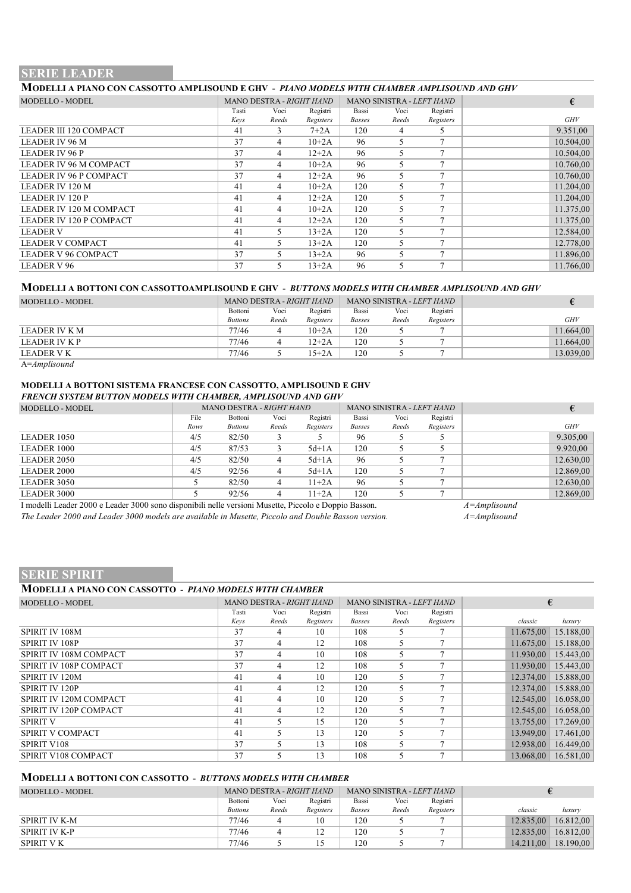## SERIE LEADER

### MODELLI A PIANO CON CASSOTTO AMPLISOUND E GHV - *PIANO MODELS WITH CHAMBER AMPLISOUND AND GHV*

| MODELLO - MODEL | MANO DESTRA - *RIGHT HAND* | | | MANO SINISTRA - *LEFT HAND* | | | € |
|---|---|---|---|---|---|---|---|
| | Tasti *Keys* | Voci *Reeds* | Registri *Registers* | Bassi *Basses* | Voci *Reeds* | Registri *Registers* | *GHV* |
| LEADER III 120 COMPACT | 41 | 3 | 7+2A | 120 | 4 | 5 | 9.351,00 |
| LEADER IV 96 M | 37 | 4 | 10+2A | 96 | 5 | 7 | 10.504,00 |
| LEADER IV 96 P | 37 | 4 | 12+2A | 96 | 5 | 7 | 10.504,00 |
| LEADER IV 96 M COMPACT | 37 | 4 | 10+2A | 96 | 5 | 7 | 10.760,00 |
| LEADER IV 96 P COMPACT | 37 | 4 | 12+2A | 96 | 5 | 7 | 10.760,00 |
| LEADER IV 120 M | 41 | 4 | 10+2A | 120 | 5 | 7 | 11.204,00 |
| LEADER IV 120 P | 41 | 4 | 12+2A | 120 | 5 | 7 | 11.204,00 |
| LEADER IV 120 M COMPACT | 41 | 4 | 10+2A | 120 | 5 | 7 | 11.375,00 |
| LEADER IV 120 P COMPACT | 41 | 4 | 12+2A | 120 | 5 | 7 | 11.375,00 |
| LEADER V | 41 | 5 | 13+2A | 120 | 5 | 7 | 12.584,00 |
| LEADER V COMPACT | 41 | 5 | 13+2A | 120 | 5 | 7 | 12.778,00 |
| LEADER V 96 COMPACT | 37 | 5 | 13+2A | 96 | 5 | 7 | 11.896,00 |
| LEADER V 96 | 37 | 5 | 13+2A | 96 | 5 | 7 | 11.766,00 |

### MODELLI A BOTTONI CON CASSOTTOAMPLISOUND E GHV - *BUTTONS MODELS WITH CHAMBER AMPLISOUND AND GHV*

| MODELLO - MODEL | MANO DESTRA - *RIGHT HAND* | | | MANO SINISTRA - *LEFT HAND* | | | € |
|---|---|---|---|---|---|---|---|
| | Bottoni *Buttons* | Voci *Reeds* | Registri *Registers* | Bassi *Basses* | Voci *Reeds* | Registri *Registers* | *GHV* |
| LEADER IV K M | 77/46 | 4 | 10+2A | 120 | 5 | 7 | 11.664,00 |
| LEADER IV K P | 77/46 | 4 | 12+2A | 120 | 5 | 7 | 11.664,00 |
| LEADER V K | 77/46 | 5 | 15+2A | 120 | 5 | 7 | 13.039,00 |

A=*Amplisound*

### MODELLI A BOTTONI SISTEMA FRANCESE CON CASSOTTO, AMPLISOUND E GHV
### *FRENCH SYSTEM BUTTON MODELS WITH CHAMBER, AMPLISOUND AND GHV*

| MODELLO - MODEL | MANO DESTRA - *RIGHT HAND* | | | | MANO SINISTRA - *LEFT HAND* | | | € |
|---|---|---|---|---|---|---|---|---|
| | File *Rows* | Bottoni *Buttons* | Voci *Reeds* | Registri *Registers* | Bassi *Basses* | Voci *Reeds* | Registri *Registers* | *GHV* |
| LEADER 1050 | 4/5 | 82/50 | 3 | 5 | 96 | 5 | 5 | 9.305,00 |
| LEADER 1000 | 4/5 | 87/53 | 3 | 5d+1A | 120 | 5 | 5 | 9.920,00 |
| LEADER 2050 | 4/5 | 82/50 | 4 | 5d+1A | 96 | 5 | 7 | 12.630,00 |
| LEADER 2000 | 4/5 | 92/56 | 4 | 5d+1A | 120 | 5 | 7 | 12.869,00 |
| LEADER 3050 | 5 | 82/50 | 4 | 11+2A | 96 | 5 | 7 | 12.630,00 |
| LEADER 3000 | 5 | 92/56 | 4 | 11+2A | 120 | 5 | 7 | 12.869,00 |

I modelli Leader 2000 e Leader 3000 sono disponibili nelle versioni Musette, Piccolo e Doppio Basson. *A=Amplisound*

*The Leader 2000 and Leader 3000 models are available in Musette, Piccolo and Double Basson version.* *A=Amplisound*

## SERIE SPIRIT

### MODELLI A PIANO CON CASSOTTO - *PIANO MODELS WITH CHAMBER*

| MODELLO - MODEL | MANO DESTRA - *RIGHT HAND* | | | MANO SINISTRA - *LEFT HAND* | | | € | |
|---|---|---|---|---|---|---|---|---|
| | Tasti *Keys* | Voci *Reeds* | Registri *Registers* | Bassi *Basses* | Voci *Reeds* | Registri *Registers* | *classic* | *luxury* |
| SPIRIT IV 108M | 37 | 4 | 10 | 108 | 5 | 7 | 11.675,00 | 15.188,00 |
| SPIRIT IV 108P | 37 | 4 | 12 | 108 | 5 | 7 | 11.675,00 | 15.188,00 |
| SPIRIT IV 108M COMPACT | 37 | 4 | 10 | 108 | 5 | 7 | 11.930,00 | 15.443,00 |
| SPIRIT IV 108P COMPACT | 37 | 4 | 12 | 108 | 5 | 7 | 11.930,00 | 15.443,00 |
| SPIRIT IV 120M | 41 | 4 | 10 | 120 | 5 | 7 | 12.374,00 | 15.888,00 |
| SPIRIT IV 120P | 41 | 4 | 12 | 120 | 5 | 7 | 12.374,00 | 15.888,00 |
| SPIRIT IV 120M COMPACT | 41 | 4 | 10 | 120 | 5 | 7 | 12.545,00 | 16.058,00 |
| SPIRIT IV 120P COMPACT | 41 | 4 | 12 | 120 | 5 | 7 | 12.545,00 | 16.058,00 |
| SPIRIT V | 41 | 5 | 15 | 120 | 5 | 7 | 13.755,00 | 17.269,00 |
| SPIRIT V COMPACT | 41 | 5 | 13 | 120 | 5 | 7 | 13.949,00 | 17.461,00 |
| SPIRIT V108 | 37 | 5 | 13 | 108 | 5 | 7 | 12.938,00 | 16.449,00 |
| SPIRIT V108 COMPACT | 37 | 5 | 13 | 108 | 5 | 7 | 13.068,00 | 16.581,00 |

### MODELLI A BOTTONI CON CASSOTTO - *BUTTONS MODELS WITH CHAMBER*

| MODELLO - MODEL | MANO DESTRA - *RIGHT HAND* | | | MANO SINISTRA - *LEFT HAND* | | | € | |
|---|---|---|---|---|---|---|---|---|
| | Bottoni *Buttons* | Voci *Reeds* | Registri *Registers* | Bassi *Basses* | Voci *Reeds* | Registri *Registers* | *classic* | *luxury* |
| SPIRIT IV K-M | 77/46 | 4 | 10 | 120 | 5 | 7 | 12.835,00 | 16.812,00 |
| SPIRIT IV K-P | 77/46 | 4 | 12 | 120 | 5 | 7 | 12.835,00 | 16.812,00 |
| SPIRIT V K | 77/46 | 5 | 15 | 120 | 5 | 7 | 14.211,00 | 18.190,00 |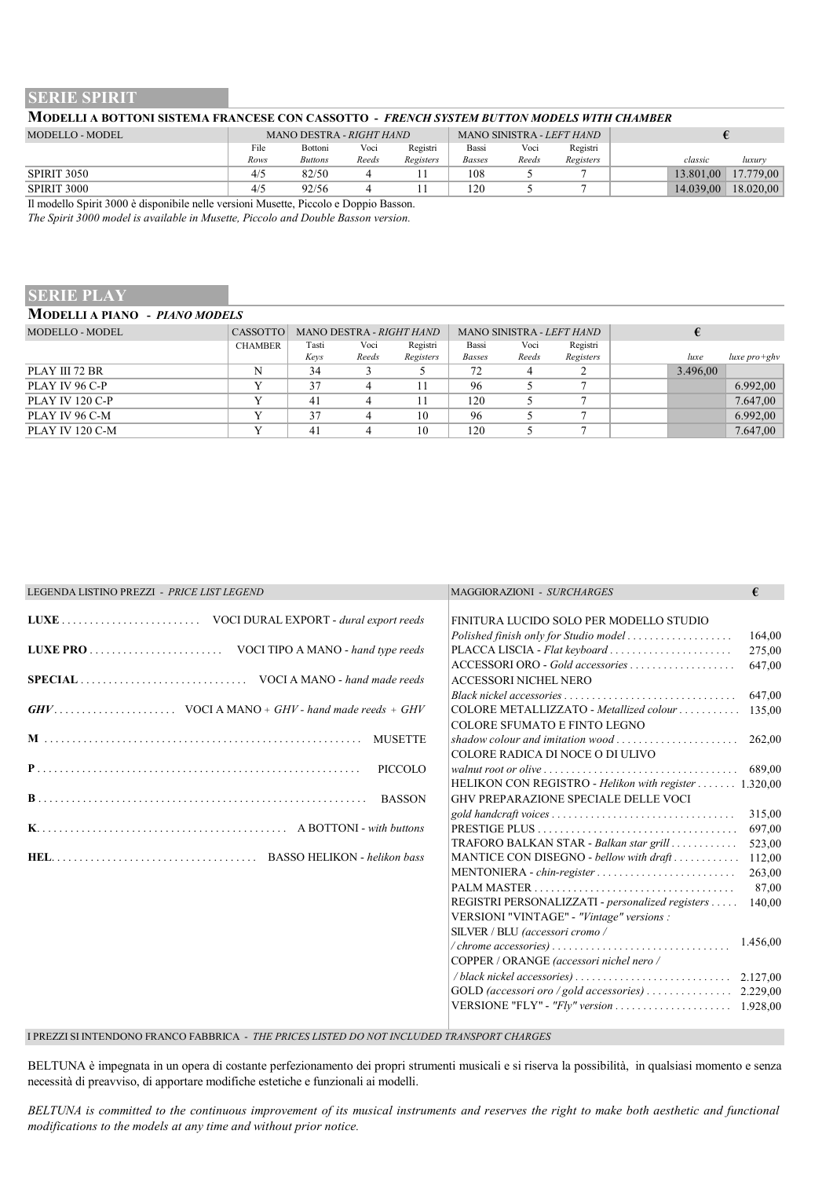## SERIE SPIRIT

### MODELLI A BOTTONI SISTEMA FRANCESE CON CASSOTTO - *FRENCH SYSTEM BUTTON MODELS WITH CHAMBER*

| MODELLO - MODEL | MANO DESTRA - *RIGHT HAND* | | | | MANO SINISTRA - *LEFT HAND* | | | € | |
|---|---|---|---|---|---|---|---|---|---|
| | File *Rows* | Bottoni *Buttons* | Voci *Reeds* | Registri *Registers* | Bassi *Basses* | Voci *Reeds* | Registri *Registers* | *classic* | *luxury* |
| SPIRIT 3050 | 4/5 | 82/50 | 4 | 11 | 108 | 5 | 7 | 13.801,00 | 17.779,00 |
| SPIRIT 3000 | 4/5 | 92/56 | 4 | 11 | 120 | 5 | 7 | 14.039,00 | 18.020,00 |

Il modello Spirit 3000 è disponibile nelle versioni Musette, Piccolo e Doppio Basson.

*The Spirit 3000 model is available in Musette, Piccolo and Double Basson version.*

## SERIE PLAY

### MODELLI A PIANO - *PIANO MODELS*

| MODELLO - MODEL | CASSOTTO | MANO DESTRA - *RIGHT HAND* | | | MANO SINISTRA - *LEFT HAND* | | | € | |
|---|---|---|---|---|---|---|---|---|---|
| | CHAMBER | Tasti *Keys* | Voci *Reeds* | Registri *Registers* | Bassi *Basses* | Voci *Reeds* | Registri *Registers* | *luxe* | *luxe pro+ghv* |
| PLAY III 72 BR | N | 34 | 3 | 5 | 72 | 4 | 2 | 3.496,00 | |
| PLAY IV 96 C-P | Y | 37 | 4 | 11 | 96 | 5 | 7 | | 6.992,00 |
| PLAY IV 120 C-P | Y | 41 | 4 | 11 | 120 | 5 | 7 | | 7.647,00 |
| PLAY IV 96 C-M | Y | 37 | 4 | 10 | 96 | 5 | 7 | | 6.992,00 |
| PLAY IV 120 C-M | Y | 41 | 4 | 10 | 120 | 5 | 7 | | 7.647,00 |

### LEGENDA LISTINO PREZZI - *PRICE LIST LEGEND*

| Sigla | Descrizione |
|---|---|
| **LUXE** | VOCI DURAL EXPORT - *dural export reeds* |
| **LUXE PRO** | VOCI TIPO A MANO - *hand type reeds* |
| **SPECIAL** | VOCI A MANO - *hand made reeds* |
| ***GHV*** | VOCI A MANO + *GHV* - *hand made reeds + GHV* |
| **M** | MUSETTE |
| **P** | PICCOLO |
| **B** | BASSON |
| **K** | A BOTTONI - *with buttons* |
| **HEL** | BASSO HELIKON - *helikon bass* |

### MAGGIORAZIONI - *SURCHARGES*

| Descrizione | € |
|---|---|
| FINITURA LUCIDO SOLO PER MODELLO STUDIO *Polished finish only for Studio model* | 164,00 |
| PLACCA LISCIA - *Flat keyboard* | 275,00 |
| ACCESSORI ORO - *Gold accessories* | 647,00 |
| ACCESSORI NICHEL NERO *Black nickel accessories* | 647,00 |
| COLORE METALLIZZATO - *Metallized colour* | 135,00 |
| COLORE SFUMATO E FINTO LEGNO *shadow colour and imitation wood* | 262,00 |
| COLORE RADICA DI NOCE O DI ULIVO *walnut root or olive* | 689,00 |
| HELIKON CON REGISTRO - *Helikon with register* | 1.320,00 |
| GHV PREPARAZIONE SPECIALE DELLE VOCI *gold handcraft voices* | 315,00 |
| PRESTIGE PLUS | 697,00 |
| TRAFORO BALKAN STAR - *Balkan star grill* | 523,00 |
| MANTICE CON DISEGNO - *bellow with draft* | 112,00 |
| MENTONIERA - *chin-register* | 263,00 |
| PALM MASTER | 87,00 |
| REGISTRI PERSONALIZZATI - *personalized registers* | 140,00 |
| VERSIONI "VINTAGE" - *"Vintage" versions :* | |
| SILVER / BLU *(accessori cromo / / chrome accessories)* | 1.456,00 |
| COPPER / ORANGE *(accessori nichel nero / / black nickel accessories)* | 2.127,00 |
| GOLD *(accessori oro / gold accessories)* | 2.229,00 |
| VERSIONE "FLY" - *"Fly" version* | 1.928,00 |

I PREZZI SI INTENDONO FRANCO FABBRICA - *THE PRICES LISTED DO NOT INCLUDED TRANSPORT CHARGES*

BELTUNA è impegnata in un opera di costante perfezionamento dei propri strumenti musicali e si riserva la possibilità, in qualsiasi momento e senza necessità di preavviso, di apportare modifiche estetiche e funzionali ai modelli.

*BELTUNA is committed to the continuous improvement of its musical instruments and reserves the right to make both aesthetic and functional modifications to the models at any time and without prior notice.*